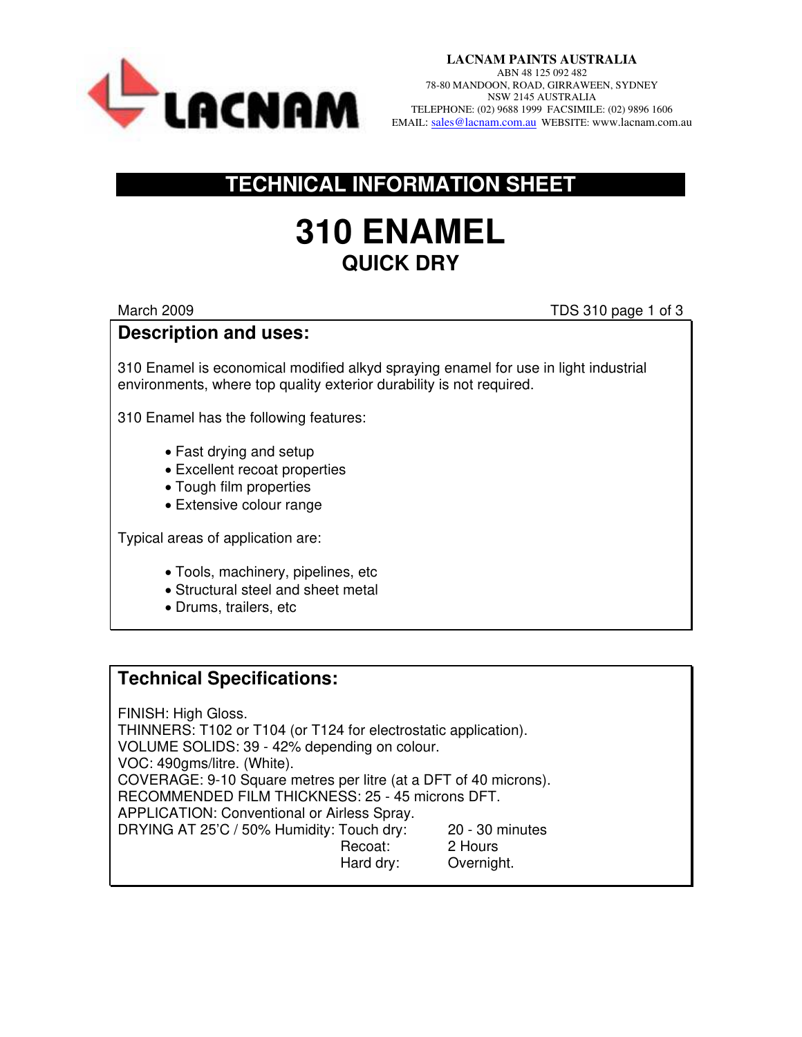LACNAM PAINTS AUSTRALIA
ABN 48 125 092 482
78-80 MANDOON, ROAD, GIRRAWEEN, SYDNEY
NSW 2145 AUSTRALIA
TELEPHONE: (02) 9688 1999 FACSIMILE: (02) 9896 1606
EMAIL: sales@lacnam.com.au WEBSITE: www.lacnam.com.au

# TECHNICAL INFORMATION SHEET

# 310 ENAMEL

## QUICK DRY

March 2009

TDS 310

## Description and uses:

310 Enamel is economical modified alkyd spraying enamel for use in light industrial environments, where top quality exterior durability is not required.

310 Enamel has the following features:

- Fast drying and setup
- Excellent recoat properties
- Tough film properties
- Extensive colour range

Typical areas of application are:

- Tools, machinery, pipelines, etc
- Structural steel and sheet metal
- Drums, trailers, etc

## Technical Specifications:

FINISH: High Gloss.
THINNERS: T102 or T104 (or T124 for electrostatic application).
VOLUME SOLIDS: 39 - 42% depending on colour.
VOC: 490gms/litre. (White).
COVERAGE: 9-10 Square metres per litre (at a DFT of 40 microns).
RECOMMENDED FILM THICKNESS: 25 - 45 microns DFT.
APPLICATION: Conventional or Airless Spray.
DRYING AT 25'C / 50% Humidity:

| | |
|---|---|
| Touch dry: | 20 - 30 minutes |
| Recoat: | 2 Hours |
| Hard dry: | Overnight. |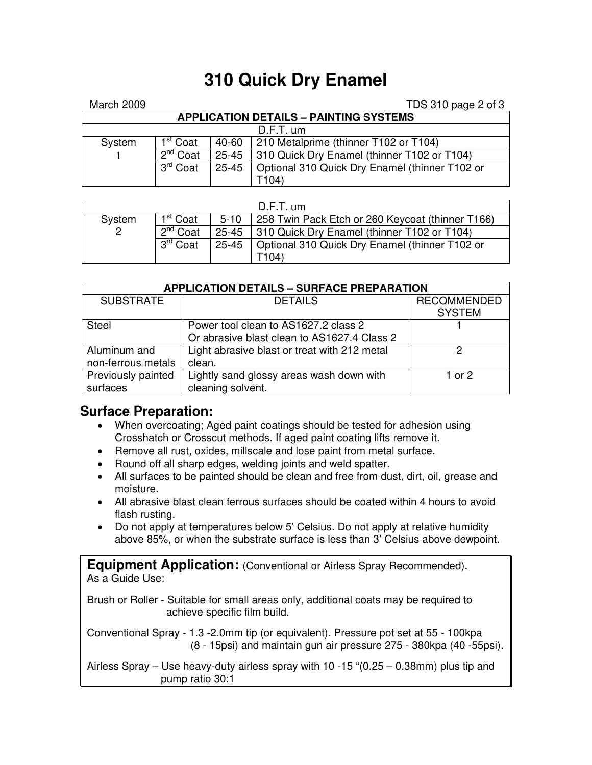# 310 Quick Dry Enamel

March 2009

| APPLICATION DETAILS – PAINTING SYSTEMS | | | |
|---|---|---|---|
| | | D.F.T. um | |
| System 1 | 1st Coat | 40-60 | 210 Metalprime (thinner T102 or T104) |
| | 2nd Coat | 25-45 | 310 Quick Dry Enamel (thinner T102 or T104) |
| | 3rd Coat | 25-45 | Optional 310 Quick Dry Enamel (thinner T102 or T104) |

| | | D.F.T. um | |
|---|---|---|---|
| System 2 | 1st Coat | 5-10 | 258 Twin Pack Etch or 260 Keycoat (thinner T166) |
| | 2nd Coat | 25-45 | 310 Quick Dry Enamel (thinner T102 or T104) |
| | 3rd Coat | 25-45 | Optional 310 Quick Dry Enamel (thinner T102 or T104) |

| APPLICATION DETAILS – SURFACE PREPARATION | | |
|---|---|---|
| SUBSTRATE | DETAILS | RECOMMENDED SYSTEM |
| Steel | Power tool clean to AS1627.2 class 2<br>Or abrasive blast clean to AS1627.4 Class 2 | 1 |
| Aluminum and non-ferrous metals | Light abrasive blast or treat with 212 metal clean. | 2 |
| Previously painted surfaces | Lightly sand glossy areas wash down with cleaning solvent. | 1 or 2 |

## Surface Preparation:

- When overcoating; Aged paint coatings should be tested for adhesion using Crosshatch or Crosscut methods. If aged paint coating lifts remove it.
- Remove all rust, oxides, millscale and lose paint from metal surface.
- Round off all sharp edges, welding joints and weld spatter.
- All surfaces to be painted should be clean and free from dust, dirt, oil, grease and moisture.
- All abrasive blast clean ferrous surfaces should be coated within 4 hours to avoid flash rusting.
- Do not apply at temperatures below 5' Celsius. Do not apply at relative humidity above 85%, or when the substrate surface is less than 3' Celsius above dewpoint.

## Equipment Application: (Conventional or Airless Spray Recommended).

As a Guide Use:

Brush or Roller - Suitable for small areas only, additional coats may be required to achieve specific film build.

Conventional Spray - 1.3 -2.0mm tip (or equivalent). Pressure pot set at 55 - 100kpa (8 - 15psi) and maintain gun air pressure 275 - 380kpa (40 -55psi).

Airless Spray – Use heavy-duty airless spray with 10 -15 "(0.25 – 0.38mm) plus tip and pump ratio 30:1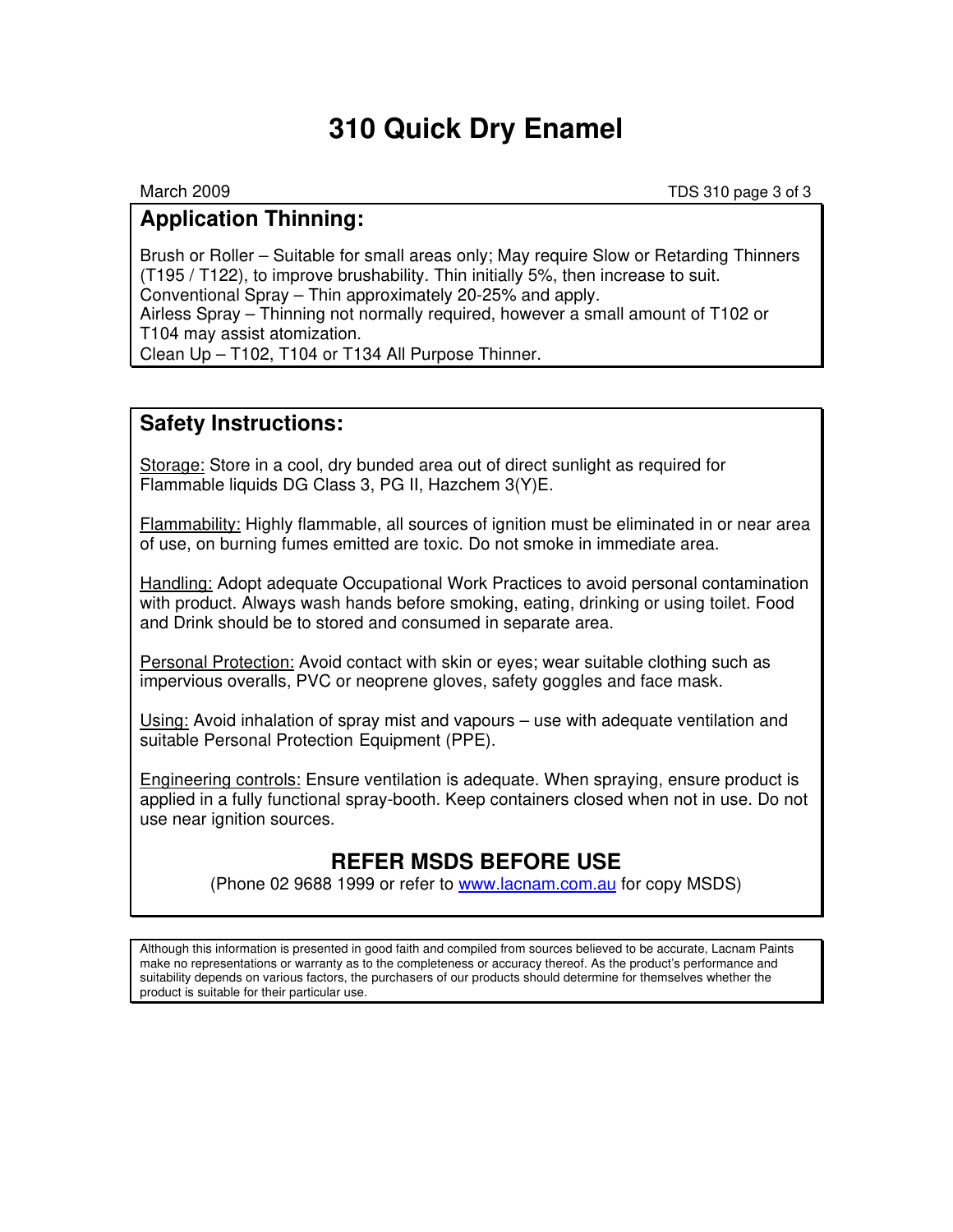# 310 Quick Dry Enamel

March 2009

## Application Thinning:

Brush or Roller – Suitable for small areas only; May require Slow or Retarding Thinners (T195 / T122), to improve brushability. Thin initially 5%, then increase to suit.
Conventional Spray – Thin approximately 20-25% and apply.
Airless Spray – Thinning not normally required, however a small amount of T102 or T104 may assist atomization.
Clean Up – T102, T104 or T134 All Purpose Thinner.

## Safety Instructions:

Storage: Store in a cool, dry bunded area out of direct sunlight as required for Flammable liquids DG Class 3, PG II, Hazchem 3(Y)E.

Flammability: Highly flammable, all sources of ignition must be eliminated in or near area of use, on burning fumes emitted are toxic. Do not smoke in immediate area.

Handling: Adopt adequate Occupational Work Practices to avoid personal contamination with product. Always wash hands before smoking, eating, drinking or using toilet. Food and Drink should be to stored and consumed in separate area.

Personal Protection: Avoid contact with skin or eyes; wear suitable clothing such as impervious overalls, PVC or neoprene gloves, safety goggles and face mask.

Using: Avoid inhalation of spray mist and vapours – use with adequate ventilation and suitable Personal Protection Equipment (PPE).

Engineering controls: Ensure ventilation is adequate. When spraying, ensure product is applied in a fully functional spray-booth. Keep containers closed when not in use. Do not use near ignition sources.

### REFER MSDS BEFORE USE

(Phone 02 9688 1999 or refer to www.lacnam.com.au for copy MSDS)

Although this information is presented in good faith and compiled from sources believed to be accurate, Lacnam Paints make no representations or warranty as to the completeness or accuracy thereof. As the product's performance and suitability depends on various factors, the purchasers of our products should determine for themselves whether the product is suitable for their particular use.